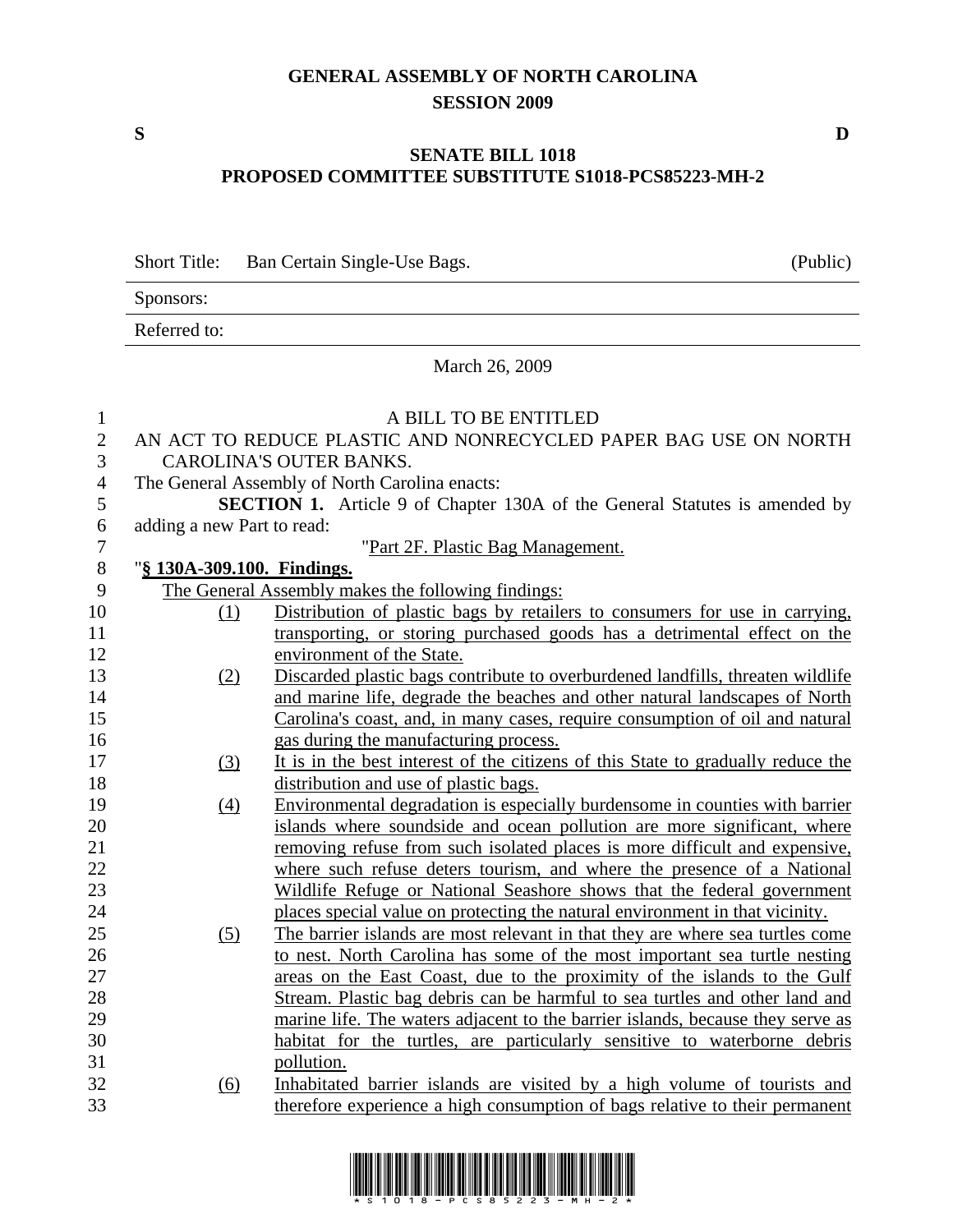# GENERAL ASSEMBLY OF NORTH CAROLINA
## SESSION 2009

**S** **D**

## SENATE BILL 1018
## PROPOSED COMMITTEE SUBSTITUTE S1018-PCS85223-MH-2

| | | |
|---|---|---|
| Short Title: | Ban Certain Single-Use Bags. | (Public) |
| Sponsors: | | |
| Referred to: | | |

March 26, 2009

A BILL TO BE ENTITLED

AN ACT TO REDUCE PLASTIC AND NONRECYCLED PAPER BAG USE ON NORTH CAROLINA'S OUTER BANKS.

The General Assembly of North Carolina enacts:

**SECTION 1.** Article 9 of Chapter 130A of the General Statutes is amended by adding a new Part to read:

"Part 2F. Plastic Bag Management.

"**§ 130A-309.100. Findings.**

The General Assembly makes the following findings:

(1) Distribution of plastic bags by retailers to consumers for use in carrying, transporting, or storing purchased goods has a detrimental effect on the environment of the State.

(2) Discarded plastic bags contribute to overburdened landfills, threaten wildlife and marine life, degrade the beaches and other natural landscapes of North Carolina's coast, and, in many cases, require consumption of oil and natural gas during the manufacturing process.

(3) It is in the best interest of the citizens of this State to gradually reduce the distribution and use of plastic bags.

(4) Environmental degradation is especially burdensome in counties with barrier islands where soundside and ocean pollution are more significant, where removing refuse from such isolated places is more difficult and expensive, where such refuse deters tourism, and where the presence of a National Wildlife Refuge or National Seashore shows that the federal government places special value on protecting the natural environment in that vicinity.

(5) The barrier islands are most relevant in that they are where sea turtles come to nest. North Carolina has some of the most important sea turtle nesting areas on the East Coast, due to the proximity of the islands to the Gulf Stream. Plastic bag debris can be harmful to sea turtles and other land and marine life. The waters adjacent to the barrier islands, because they serve as habitat for the turtles, are particularly sensitive to waterborne debris pollution.

(6) Inhabitated barrier islands are visited by a high volume of tourists and therefore experience a high consumption of bags relative to their permanent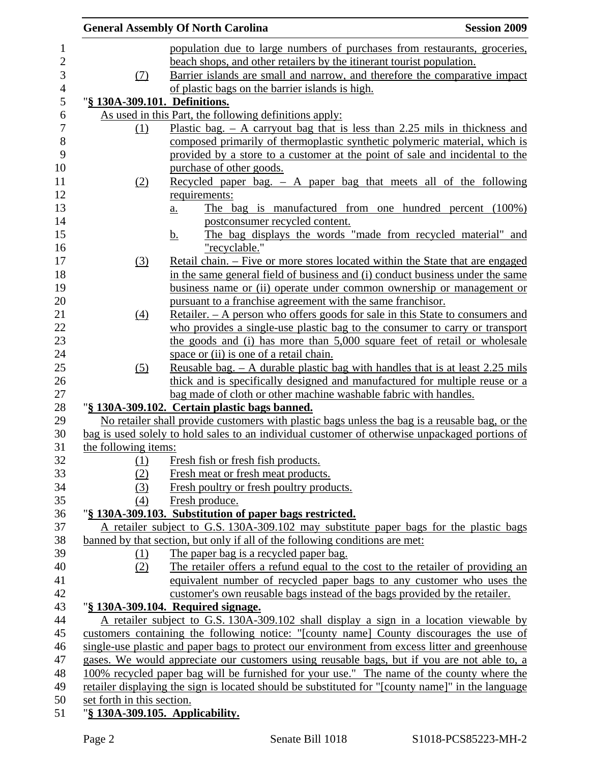population due to large numbers of purchases from restaurants, groceries, beach shops, and other retailers by the itinerant tourist population.

(7) Barrier islands are small and narrow, and therefore the comparative impact of plastic bags on the barrier islands is high.

"**§ 130A-309.101. Definitions.**

As used in this Part, the following definitions apply:

(1) Plastic bag. – A carryout bag that is less than 2.25 mils in thickness and composed primarily of thermoplastic synthetic polymeric material, which is provided by a store to a customer at the point of sale and incidental to the purchase of other goods.

(2) Recycled paper bag. – A paper bag that meets all of the following requirements:

a. The bag is manufactured from one hundred percent (100%) postconsumer recycled content.

b. The bag displays the words "made from recycled material" and "recyclable."

(3) Retail chain. – Five or more stores located within the State that are engaged in the same general field of business and (i) conduct business under the same business name or (ii) operate under common ownership or management or pursuant to a franchise agreement with the same franchisor.

(4) Retailer. – A person who offers goods for sale in this State to consumers and who provides a single-use plastic bag to the consumer to carry or transport the goods and (i) has more than 5,000 square feet of retail or wholesale space or (ii) is one of a retail chain.

(5) Reusable bag. – A durable plastic bag with handles that is at least 2.25 mils thick and is specifically designed and manufactured for multiple reuse or a bag made of cloth or other machine washable fabric with handles.

"**§ 130A-309.102. Certain plastic bags banned.**

No retailer shall provide customers with plastic bags unless the bag is a reusable bag, or the bag is used solely to hold sales to an individual customer of otherwise unpackaged portions of the following items:

(1) Fresh fish or fresh fish products.

(2) Fresh meat or fresh meat products.

(3) Fresh poultry or fresh poultry products.

(4) Fresh produce.

"**§ 130A-309.103. Substitution of paper bags restricted.**

A retailer subject to G.S. 130A-309.102 may substitute paper bags for the plastic bags banned by that section, but only if all of the following conditions are met:

(1) The paper bag is a recycled paper bag.

(2) The retailer offers a refund equal to the cost to the retailer of providing an equivalent number of recycled paper bags to any customer who uses the customer's own reusable bags instead of the bags provided by the retailer.

"**§ 130A-309.104. Required signage.**

A retailer subject to G.S. 130A-309.102 shall display a sign in a location viewable by customers containing the following notice: "[county name] County discourages the use of single-use plastic and paper bags to protect our environment from excess litter and greenhouse gases. We would appreciate our customers using reusable bags, but if you are not able to, a 100% recycled paper bag will be furnished for your use." The name of the county where the retailer displaying the sign is located should be substituted for "[county name]" in the language set forth in this section.

"**§ 130A-309.105. Applicability.**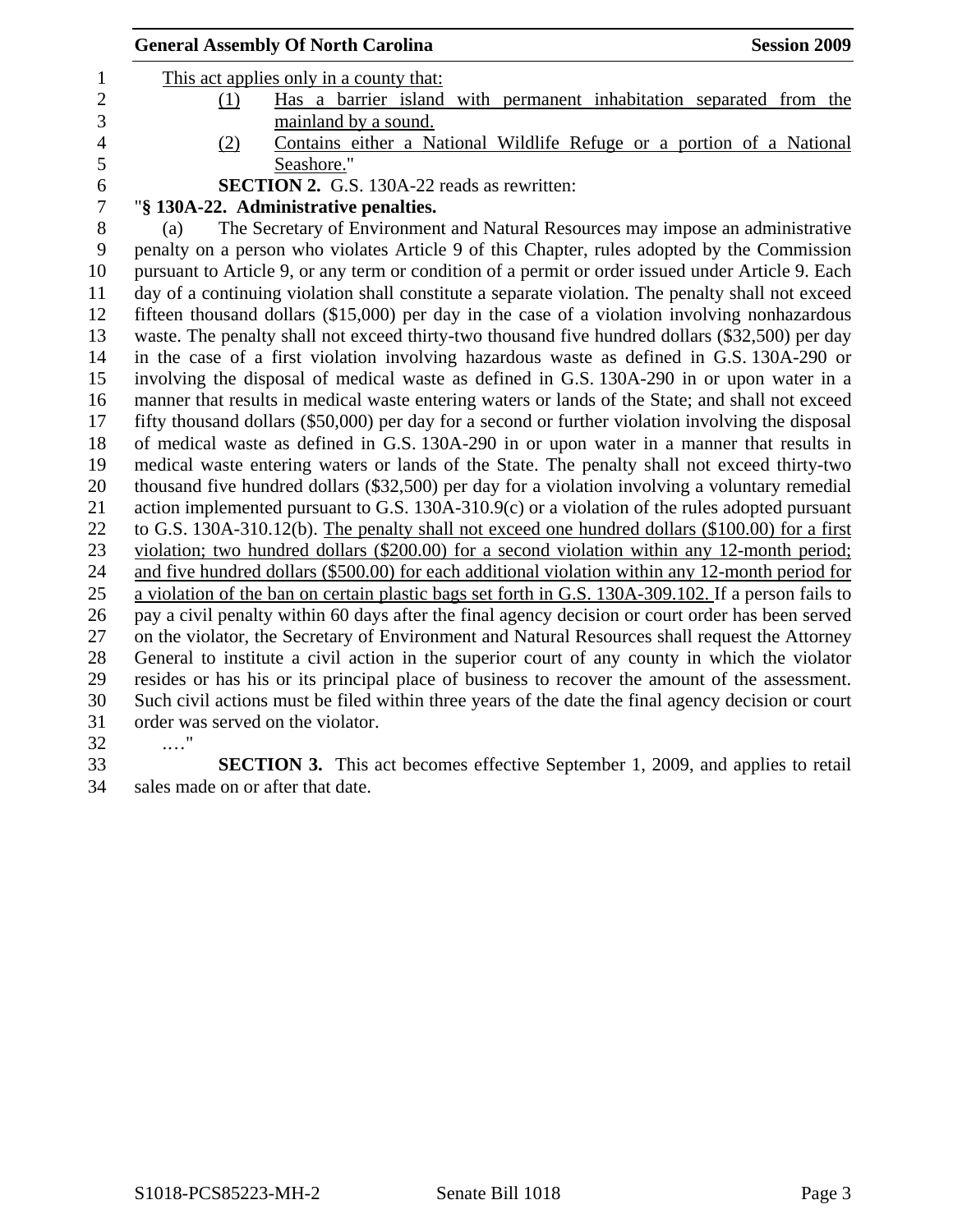This act applies only in a county that:

(1) Has a barrier island with permanent inhabitation separated from the mainland by a sound.

(2) Contains either a National Wildlife Refuge or a portion of a National Seashore."

**SECTION 2.** G.S. 130A-22 reads as rewritten:

"**§ 130A-22. Administrative penalties.**

(a) The Secretary of Environment and Natural Resources may impose an administrative penalty on a person who violates Article 9 of this Chapter, rules adopted by the Commission pursuant to Article 9, or any term or condition of a permit or order issued under Article 9. Each day of a continuing violation shall constitute a separate violation. The penalty shall not exceed fifteen thousand dollars ($15,000) per day in the case of a violation involving nonhazardous waste. The penalty shall not exceed thirty-two thousand five hundred dollars ($32,500) per day in the case of a first violation involving hazardous waste as defined in G.S. 130A-290 or involving the disposal of medical waste as defined in G.S. 130A-290 in or upon water in a manner that results in medical waste entering waters or lands of the State; and shall not exceed fifty thousand dollars ($50,000) per day for a second or further violation involving the disposal of medical waste as defined in G.S. 130A-290 in or upon water in a manner that results in medical waste entering waters or lands of the State. The penalty shall not exceed thirty-two thousand five hundred dollars ($32,500) per day for a violation involving a voluntary remedial action implemented pursuant to G.S. 130A-310.9(c) or a violation of the rules adopted pursuant to G.S. 130A-310.12(b). The penalty shall not exceed one hundred dollars ($100.00) for a first violation; two hundred dollars ($200.00) for a second violation within any 12-month period; and five hundred dollars ($500.00) for each additional violation within any 12-month period for a violation of the ban on certain plastic bags set forth in G.S. 130A-309.102. If a person fails to pay a civil penalty within 60 days after the final agency decision or court order has been served on the violator, the Secretary of Environment and Natural Resources shall request the Attorney General to institute a civil action in the superior court of any county in which the violator resides or has his or its principal place of business to recover the amount of the assessment. Such civil actions must be filed within three years of the date the final agency decision or court order was served on the violator.

…."

**SECTION 3.** This act becomes effective September 1, 2009, and applies to retail sales made on or after that date.